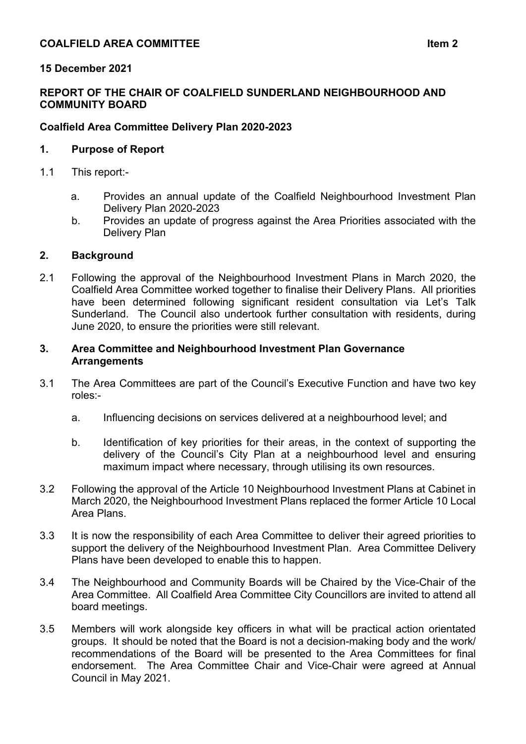**COALFIELD AREA COMMITTEE** **Item 2**

**15 December 2021**

**REPORT OF THE CHAIR OF COALFIELD SUNDERLAND NEIGHBOURHOOD AND COMMUNITY BOARD**

**Coalfield Area Committee Delivery Plan 2020-2023**

## 1. Purpose of Report

1.1 This report:-

a. Provides an annual update of the Coalfield Neighbourhood Investment Plan Delivery Plan 2020-2023

b. Provides an update of progress against the Area Priorities associated with the Delivery Plan

## 2. Background

2.1 Following the approval of the Neighbourhood Investment Plans in March 2020, the Coalfield Area Committee worked together to finalise their Delivery Plans. All priorities have been determined following significant resident consultation via Let's Talk Sunderland. The Council also undertook further consultation with residents, during June 2020, to ensure the priorities were still relevant.

## 3. Area Committee and Neighbourhood Investment Plan Governance Arrangements

3.1 The Area Committees are part of the Council's Executive Function and have two key roles:-

a. Influencing decisions on services delivered at a neighbourhood level; and

b. Identification of key priorities for their areas, in the context of supporting the delivery of the Council's City Plan at a neighbourhood level and ensuring maximum impact where necessary, through utilising its own resources.

3.2 Following the approval of the Article 10 Neighbourhood Investment Plans at Cabinet in March 2020, the Neighbourhood Investment Plans replaced the former Article 10 Local Area Plans.

3.3 It is now the responsibility of each Area Committee to deliver their agreed priorities to support the delivery of the Neighbourhood Investment Plan. Area Committee Delivery Plans have been developed to enable this to happen.

3.4 The Neighbourhood and Community Boards will be Chaired by the Vice-Chair of the Area Committee. All Coalfield Area Committee City Councillors are invited to attend all board meetings.

3.5 Members will work alongside key officers in what will be practical action orientated groups. It should be noted that the Board is not a decision-making body and the work/ recommendations of the Board will be presented to the Area Committees for final endorsement. The Area Committee Chair and Vice-Chair were agreed at Annual Council in May 2021.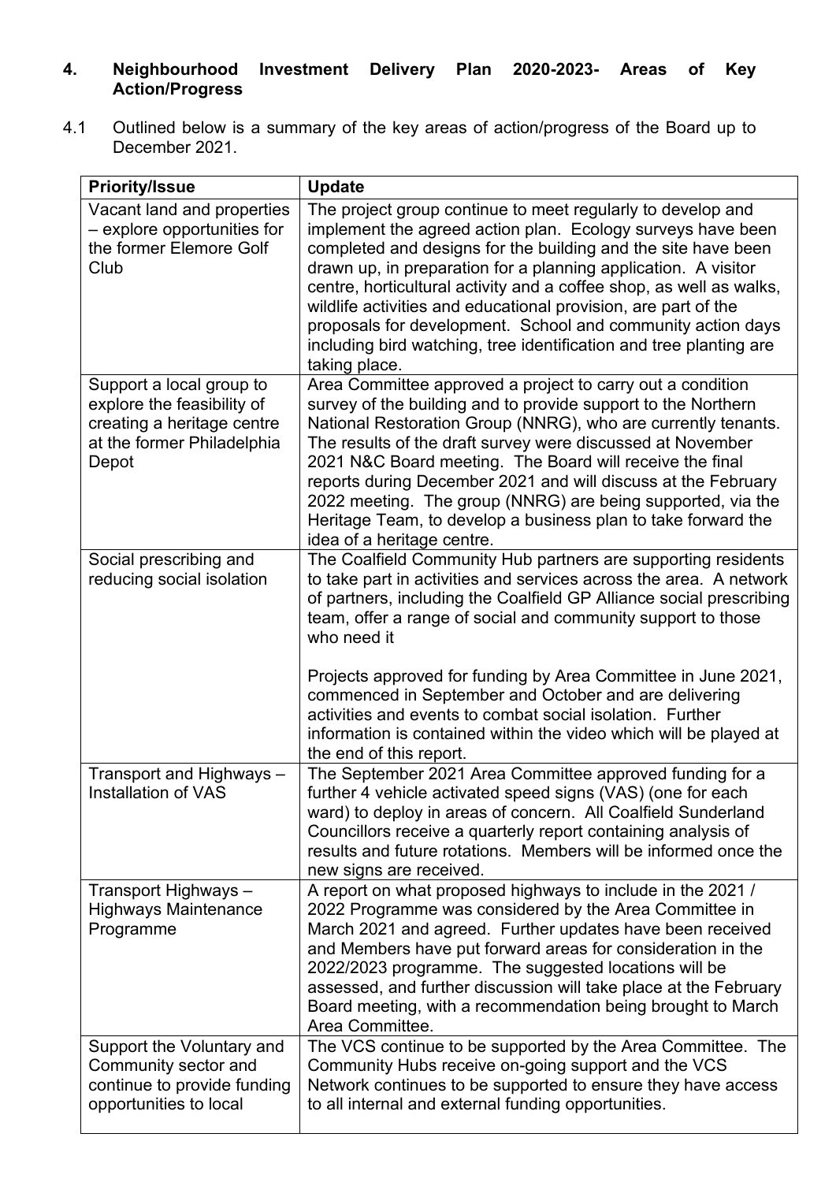## 4. Neighbourhood Investment Delivery Plan 2020-2023- Areas of Key Action/Progress

4.1 Outlined below is a summary of the key areas of action/progress of the Board up to December 2021.

| Priority/Issue | Update |
|---|---|
| Vacant land and properties – explore opportunities for the former Elemore Golf Club | The project group continue to meet regularly to develop and implement the agreed action plan. Ecology surveys have been completed and designs for the building and the site have been drawn up, in preparation for a planning application. A visitor centre, horticultural activity and a coffee shop, as well as walks, wildlife activities and educational provision, are part of the proposals for development. School and community action days including bird watching, tree identification and tree planting are taking place. |
| Support a local group to explore the feasibility of creating a heritage centre at the former Philadelphia Depot | Area Committee approved a project to carry out a condition survey of the building and to provide support to the Northern National Restoration Group (NNRG), who are currently tenants. The results of the draft survey were discussed at November 2021 N&C Board meeting. The Board will receive the final reports during December 2021 and will discuss at the February 2022 meeting. The group (NNRG) are being supported, via the Heritage Team, to develop a business plan to take forward the idea of a heritage centre. |
| Social prescribing and reducing social isolation | The Coalfield Community Hub partners are supporting residents to take part in activities and services across the area. A network of partners, including the Coalfield GP Alliance social prescribing team, offer a range of social and community support to those who need it<br><br>Projects approved for funding by Area Committee in June 2021, commenced in September and October and are delivering activities and events to combat social isolation. Further information is contained within the video which will be played at the end of this report. |
| Transport and Highways – Installation of VAS | The September 2021 Area Committee approved funding for a further 4 vehicle activated speed signs (VAS) (one for each ward) to deploy in areas of concern. All Coalfield Sunderland Councillors receive a quarterly report containing analysis of results and future rotations. Members will be informed once the new signs are received. |
| Transport Highways – Highways Maintenance Programme | A report on what proposed highways to include in the 2021 / 2022 Programme was considered by the Area Committee in March 2021 and agreed. Further updates have been received and Members have put forward areas for consideration in the 2022/2023 programme. The suggested locations will be assessed, and further discussion will take place at the February Board meeting, with a recommendation being brought to March Area Committee. |
| Support the Voluntary and Community sector and continue to provide funding opportunities to local | The VCS continue to be supported by the Area Committee. The Community Hubs receive on-going support and the VCS Network continues to be supported to ensure they have access to all internal and external funding opportunities. |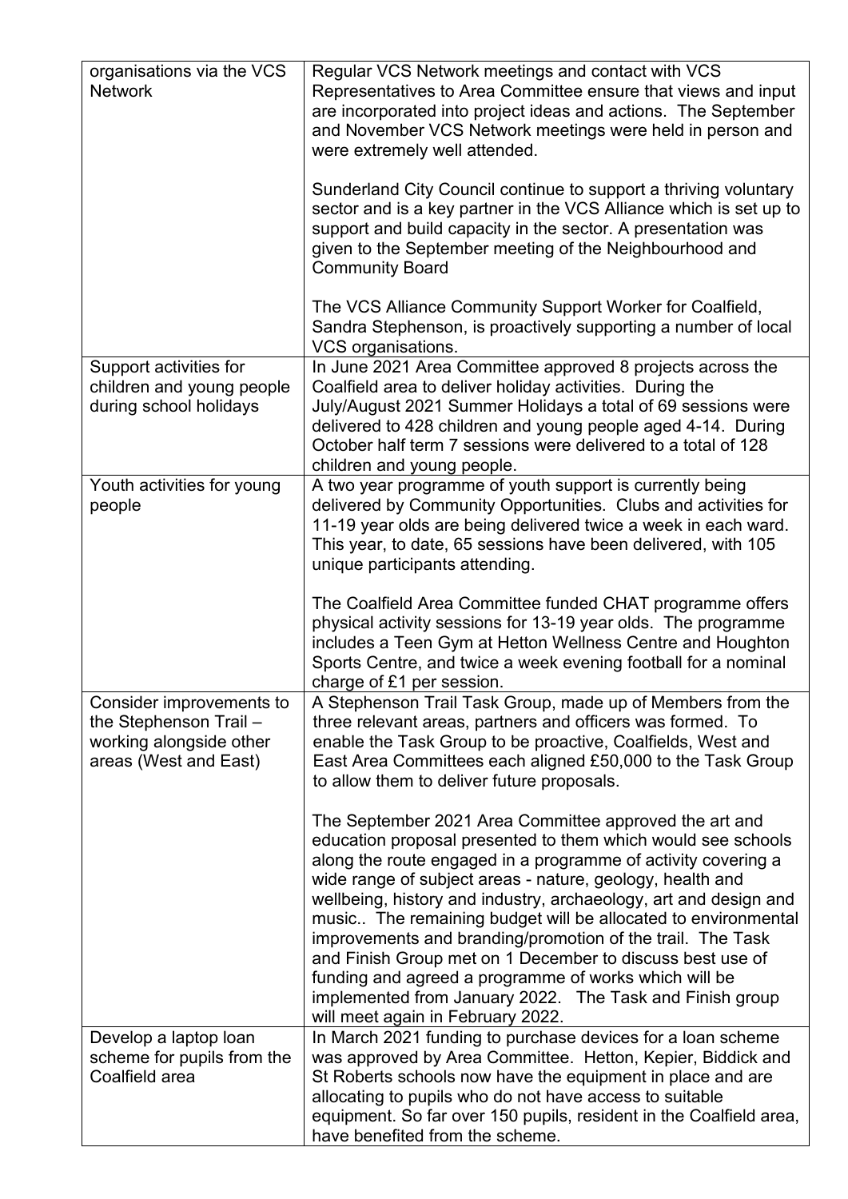| | |
|---|---|
| organisations via the VCS Network | Regular VCS Network meetings and contact with VCS Representatives to Area Committee ensure that views and input are incorporated into project ideas and actions. The September and November VCS Network meetings were held in person and were extremely well attended.<br><br>Sunderland City Council continue to support a thriving voluntary sector and is a key partner in the VCS Alliance which is set up to support and build capacity in the sector. A presentation was given to the September meeting of the Neighbourhood and Community Board<br><br>The VCS Alliance Community Support Worker for Coalfield, Sandra Stephenson, is proactively supporting a number of local VCS organisations. |
| Support activities for children and young people during school holidays | In June 2021 Area Committee approved 8 projects across the Coalfield area to deliver holiday activities. During the July/August 2021 Summer Holidays a total of 69 sessions were delivered to 428 children and young people aged 4-14. During October half term 7 sessions were delivered to a total of 128 children and young people. |
| Youth activities for young people | A two year programme of youth support is currently being delivered by Community Opportunities. Clubs and activities for 11-19 year olds are being delivered twice a week in each ward. This year, to date, 65 sessions have been delivered, with 105 unique participants attending.<br><br>The Coalfield Area Committee funded CHAT programme offers physical activity sessions for 13-19 year olds. The programme includes a Teen Gym at Hetton Wellness Centre and Houghton Sports Centre, and twice a week evening football for a nominal charge of £1 per session. |
| Consider improvements to the Stephenson Trail – working alongside other areas (West and East) | A Stephenson Trail Task Group, made up of Members from the three relevant areas, partners and officers was formed. To enable the Task Group to be proactive, Coalfields, West and East Area Committees each aligned £50,000 to the Task Group to allow them to deliver future proposals.<br><br>The September 2021 Area Committee approved the art and education proposal presented to them which would see schools along the route engaged in a programme of activity covering a wide range of subject areas - nature, geology, health and wellbeing, history and industry, archaeology, art and design and music.. The remaining budget will be allocated to environmental improvements and branding/promotion of the trail. The Task and Finish Group met on 1 December to discuss best use of funding and agreed a programme of works which will be implemented from January 2022. The Task and Finish group will meet again in February 2022. |
| Develop a laptop loan scheme for pupils from the Coalfield area | In March 2021 funding to purchase devices for a loan scheme was approved by Area Committee. Hetton, Kepier, Biddick and St Roberts schools now have the equipment in place and are allocating to pupils who do not have access to suitable equipment. So far over 150 pupils, resident in the Coalfield area, have benefited from the scheme. |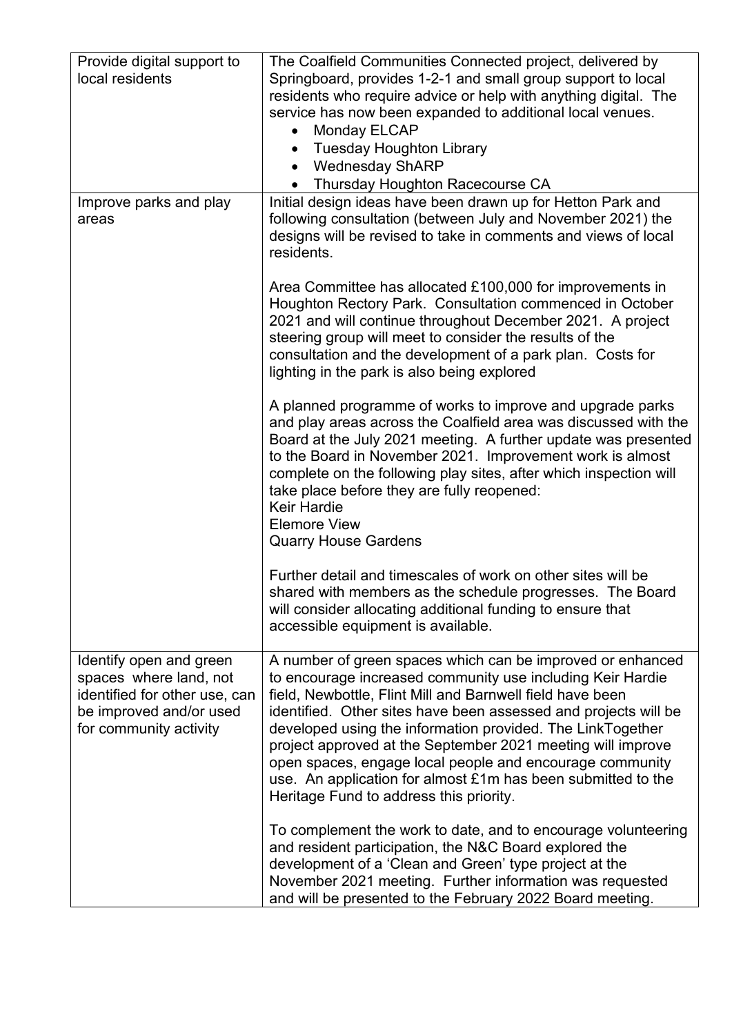| | |
|---|---|
| Provide digital support to local residents | The Coalfield Communities Connected project, delivered by Springboard, provides 1-2-1 and small group support to local residents who require advice or help with anything digital. The service has now been expanded to additional local venues.<br>• Monday ELCAP<br>• Tuesday Houghton Library<br>• Wednesday ShARP<br>• Thursday Houghton Racecourse CA |
| Improve parks and play areas | Initial design ideas have been drawn up for Hetton Park and following consultation (between July and November 2021) the designs will be revised to take in comments and views of local residents.<br><br>Area Committee has allocated £100,000 for improvements in Houghton Rectory Park. Consultation commenced in October 2021 and will continue throughout December 2021. A project steering group will meet to consider the results of the consultation and the development of a park plan. Costs for lighting in the park is also being explored<br><br>A planned programme of works to improve and upgrade parks and play areas across the Coalfield area was discussed with the Board at the July 2021 meeting. A further update was presented to the Board in November 2021. Improvement work is almost complete on the following play sites, after which inspection will take place before they are fully reopened:<br>Keir Hardie<br>Elemore View<br>Quarry House Gardens<br><br>Further detail and timescales of work on other sites will be shared with members as the schedule progresses. The Board will consider allocating additional funding to ensure that accessible equipment is available. |
| Identify open and green spaces where land, not identified for other use, can be improved and/or used for community activity | A number of green spaces which can be improved or enhanced to encourage increased community use including Keir Hardie field, Newbottle, Flint Mill and Barnwell field have been identified. Other sites have been assessed and projects will be developed using the information provided. The LinkTogether project approved at the September 2021 meeting will improve open spaces, engage local people and encourage community use. An application for almost £1m has been submitted to the Heritage Fund to address this priority.<br><br>To complement the work to date, and to encourage volunteering and resident participation, the N&C Board explored the development of a 'Clean and Green' type project at the November 2021 meeting. Further information was requested and will be presented to the February 2022 Board meeting. |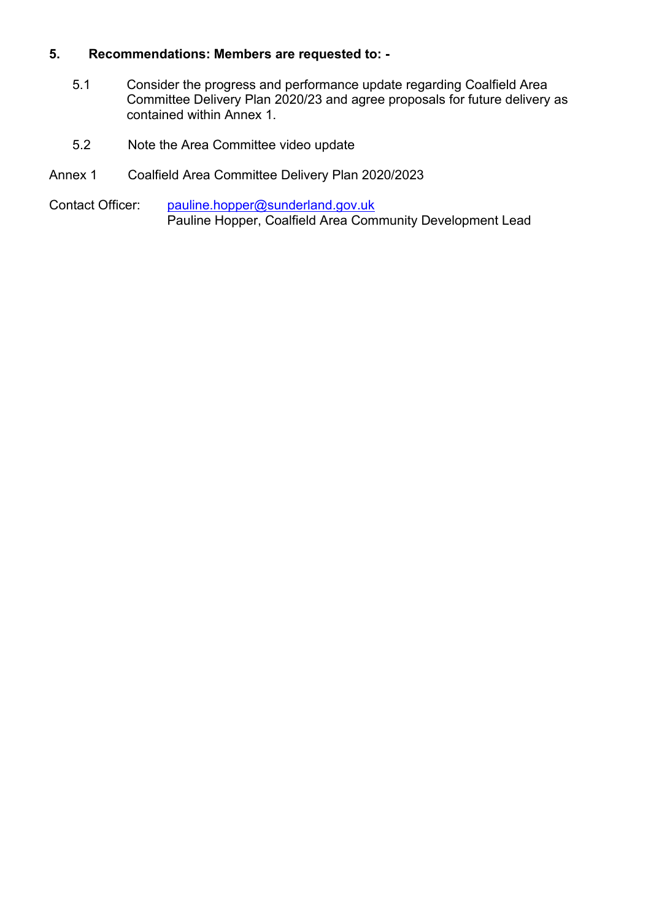## 5. Recommendations: Members are requested to: -

5.1 Consider the progress and performance update regarding Coalfield Area Committee Delivery Plan 2020/23 and agree proposals for future delivery as contained within Annex 1.

5.2 Note the Area Committee video update

Annex 1 Coalfield Area Committee Delivery Plan 2020/2023

Contact Officer: pauline.hopper@sunderland.gov.uk
Pauline Hopper, Coalfield Area Community Development Lead